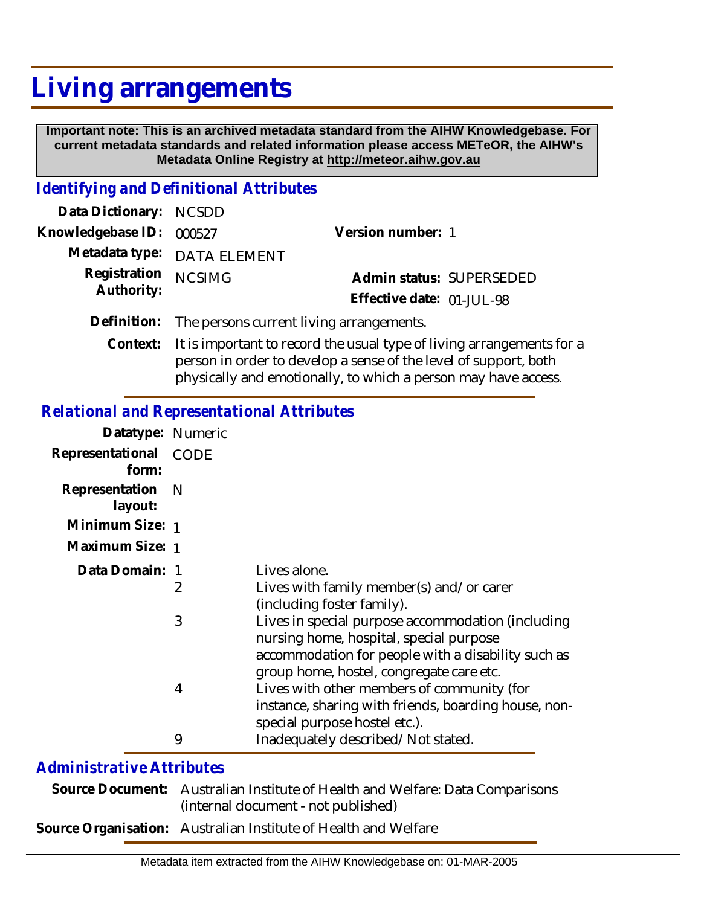# Living arrangements

**Important note: This is an archived metadata standard from the AIHW Knowledgebase. For current metadata standards and related information please access METeOR, the AIHW's Metadata Online Registry at http://meteor.aihw.gov.au**

## *Identifying and Definitional Attributes*

**Data Dictionary:** NCSDD

**Knowledgebase ID:** 000527

**Version number:** 1

**Metadata type:** DATA ELEMENT

**Registration Authority:** NCSIMG

**Admin status:** SUPERSEDED

**Effective date:** 01-JUL-98

**Definition:** The persons current living arrangements.

**Context:** It is important to record the usual type of living arrangements for a person in order to develop a sense of the level of support, both physically and emotionally, to which a person may have access.

## *Relational and Representational Attributes*

**Datatype:** Numeric

**Representational form:** CODE

**Representation layout:** N

**Minimum Size:** 1

**Maximum Size:** 1

**Data Domain:**

| Code | Description |
|---|---|
| 1 | Lives alone. |
| 2 | Lives with family member(s) and/or carer (including foster family). |
| 3 | Lives in special purpose accommodation (including nursing home, hospital, special purpose accommodation for people with a disability such as group home, hostel, congregate care etc. |
| 4 | Lives with other members of community (for instance, sharing with friends, boarding house, non-special purpose hostel etc.). |
| 9 | Inadequately described/Not stated. |

## *Administrative Attributes*

**Source Document:** Australian Institute of Health and Welfare: Data Comparisons (internal document - not published)

**Source Organisation:** Australian Institute of Health and Welfare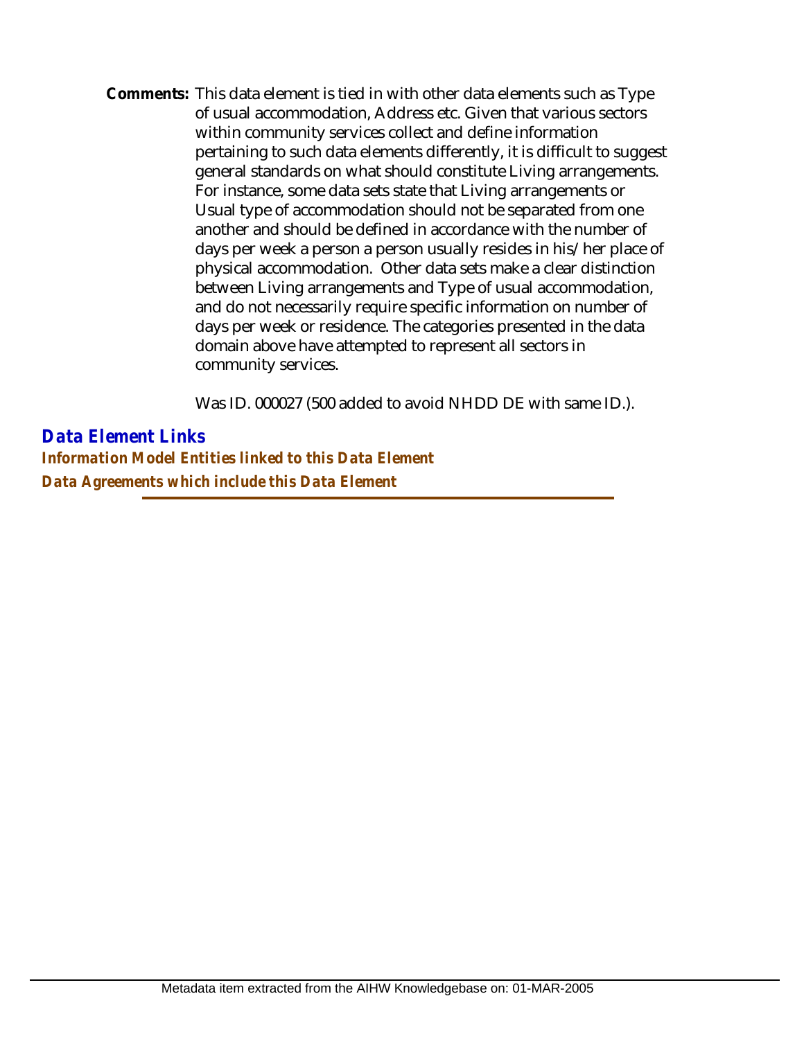**Comments:** This data element is tied in with other data elements such as Type of usual accommodation, Address etc. Given that various sectors within community services collect and define information pertaining to such data elements differently, it is difficult to suggest general standards on what should constitute Living arrangements. For instance, some data sets state that Living arrangements or Usual type of accommodation should not be separated from one another and should be defined in accordance with the number of days per week a person a person usually resides in his/her place of physical accommodation. Other data sets make a clear distinction between Living arrangements and Type of usual accommodation, and do not necessarily require specific information on number of days per week or residence. The categories presented in the data domain above have attempted to represent all sectors in community services.

Was ID. 000027 (500 added to avoid NHDD DE with same ID.).

## Data Element Links

### *Information Model Entities linked to this Data Element*

### *Data Agreements which include this Data Element*

Metadata item extracted from the AIHW Knowledgebase on: 01-MAR-2005